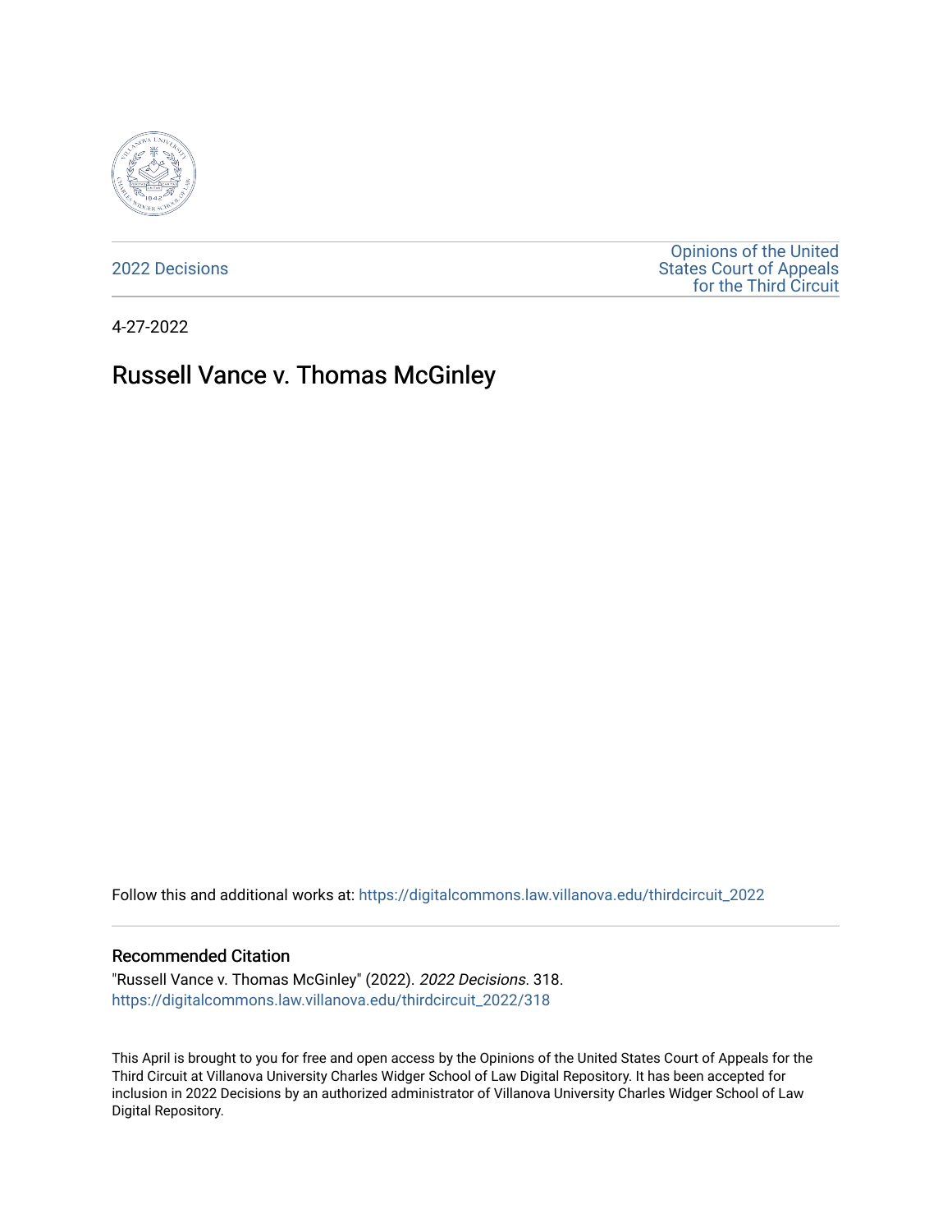2022 Decisions

Opinions of the United States Court of Appeals for the Third Circuit

4-27-2022

# Russell Vance v. Thomas McGinley

Follow this and additional works at: https://digitalcommons.law.villanova.edu/thirdcircuit_2022

## Recommended Citation

"Russell Vance v. Thomas McGinley" (2022). *2022 Decisions*. 318.
https://digitalcommons.law.villanova.edu/thirdcircuit_2022/318

This April is brought to you for free and open access by the Opinions of the United States Court of Appeals for the Third Circuit at Villanova University Charles Widger School of Law Digital Repository. It has been accepted for inclusion in 2022 Decisions by an authorized administrator of Villanova University Charles Widger School of Law Digital Repository.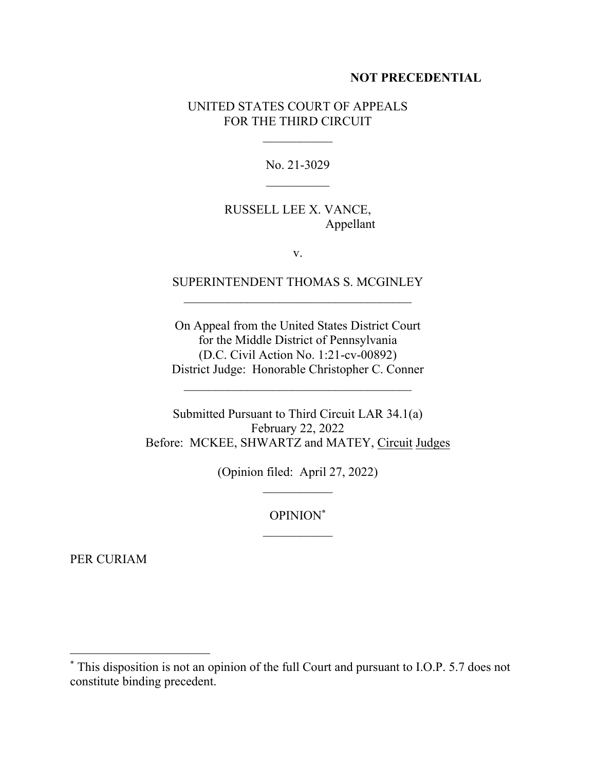**NOT PRECEDENTIAL**

UNITED STATES COURT OF APPEALS
FOR THE THIRD CIRCUIT

No. 21-3029

RUSSELL LEE X. VANCE,
Appellant

v.

SUPERINTENDENT THOMAS S. MCGINLEY

On Appeal from the United States District Court
for the Middle District of Pennsylvania
(D.C. Civil Action No. 1:21-cv-00892)
District Judge: Honorable Christopher C. Conner

Submitted Pursuant to Third Circuit LAR 34.1(a)
February 22, 2022
Before: MCKEE, SHWARTZ and MATEY, Circuit Judges

(Opinion filed: April 27, 2022)

OPINION*

PER CURIAM

* This disposition is not an opinion of the full Court and pursuant to I.O.P. 5.7 does not constitute binding precedent.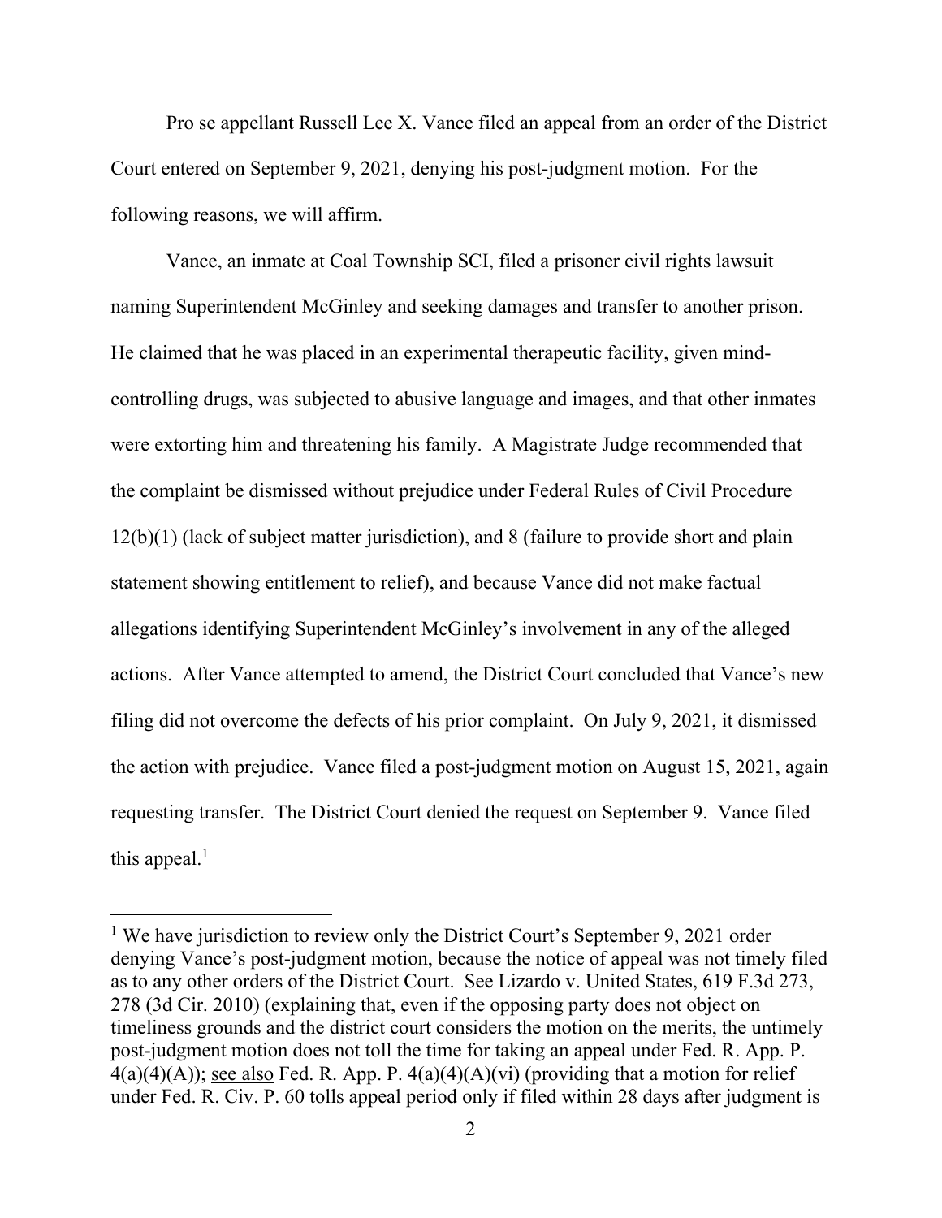Pro se appellant Russell Lee X. Vance filed an appeal from an order of the District Court entered on September 9, 2021, denying his post-judgment motion. For the following reasons, we will affirm.

Vance, an inmate at Coal Township SCI, filed a prisoner civil rights lawsuit naming Superintendent McGinley and seeking damages and transfer to another prison. He claimed that he was placed in an experimental therapeutic facility, given mind-controlling drugs, was subjected to abusive language and images, and that other inmates were extorting him and threatening his family. A Magistrate Judge recommended that the complaint be dismissed without prejudice under Federal Rules of Civil Procedure 12(b)(1) (lack of subject matter jurisdiction), and 8 (failure to provide short and plain statement showing entitlement to relief), and because Vance did not make factual allegations identifying Superintendent McGinley's involvement in any of the alleged actions. After Vance attempted to amend, the District Court concluded that Vance's new filing did not overcome the defects of his prior complaint. On July 9, 2021, it dismissed the action with prejudice. Vance filed a post-judgment motion on August 15, 2021, again requesting transfer. The District Court denied the request on September 9. Vance filed this appeal.[1]

---

[1] We have jurisdiction to review only the District Court's September 9, 2021 order denying Vance's post-judgment motion, because the notice of appeal was not timely filed as to any other orders of the District Court. See Lizardo v. United States, 619 F.3d 273, 278 (3d Cir. 2010) (explaining that, even if the opposing party does not object on timeliness grounds and the district court considers the motion on the merits, the untimely post-judgment motion does not toll the time for taking an appeal under Fed. R. App. P. 4(a)(4)(A)); see also Fed. R. App. P. 4(a)(4)(A)(vi) (providing that a motion for relief under Fed. R. Civ. P. 60 tolls appeal period only if filed within 28 days after judgment is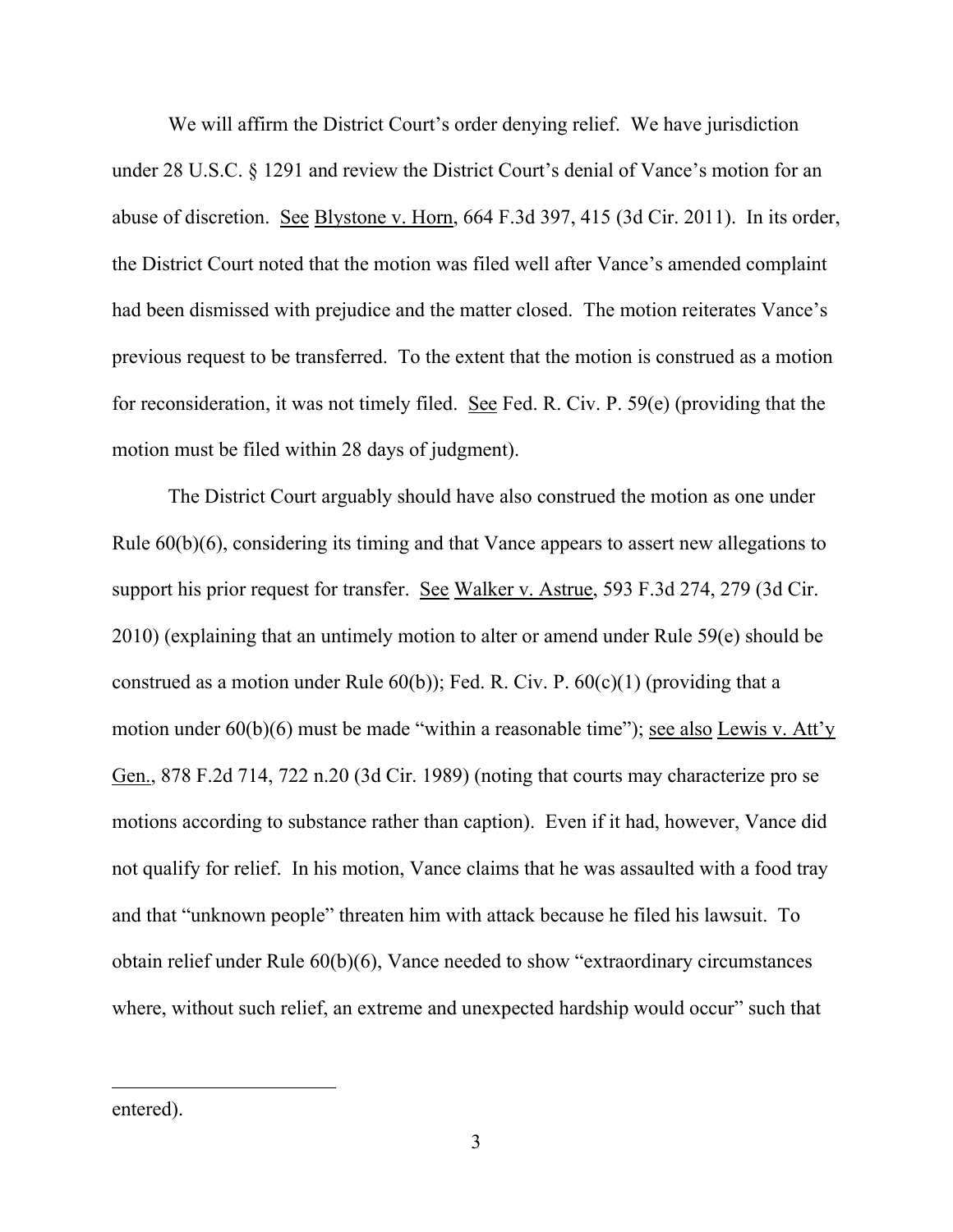We will affirm the District Court's order denying relief. We have jurisdiction under 28 U.S.C. § 1291 and review the District Court's denial of Vance's motion for an abuse of discretion. See Blystone v. Horn, 664 F.3d 397, 415 (3d Cir. 2011). In its order, the District Court noted that the motion was filed well after Vance's amended complaint had been dismissed with prejudice and the matter closed. The motion reiterates Vance's previous request to be transferred. To the extent that the motion is construed as a motion for reconsideration, it was not timely filed. See Fed. R. Civ. P. 59(e) (providing that the motion must be filed within 28 days of judgment).

The District Court arguably should have also construed the motion as one under Rule 60(b)(6), considering its timing and that Vance appears to assert new allegations to support his prior request for transfer. See Walker v. Astrue, 593 F.3d 274, 279 (3d Cir. 2010) (explaining that an untimely motion to alter or amend under Rule 59(e) should be construed as a motion under Rule 60(b)); Fed. R. Civ. P. 60(c)(1) (providing that a motion under 60(b)(6) must be made "within a reasonable time"); see also Lewis v. Att'y Gen., 878 F.2d 714, 722 n.20 (3d Cir. 1989) (noting that courts may characterize pro se motions according to substance rather than caption). Even if it had, however, Vance did not qualify for relief. In his motion, Vance claims that he was assaulted with a food tray and that "unknown people" threaten him with attack because he filed his lawsuit. To obtain relief under Rule 60(b)(6), Vance needed to show "extraordinary circumstances where, without such relief, an extreme and unexpected hardship would occur" such that

---

entered).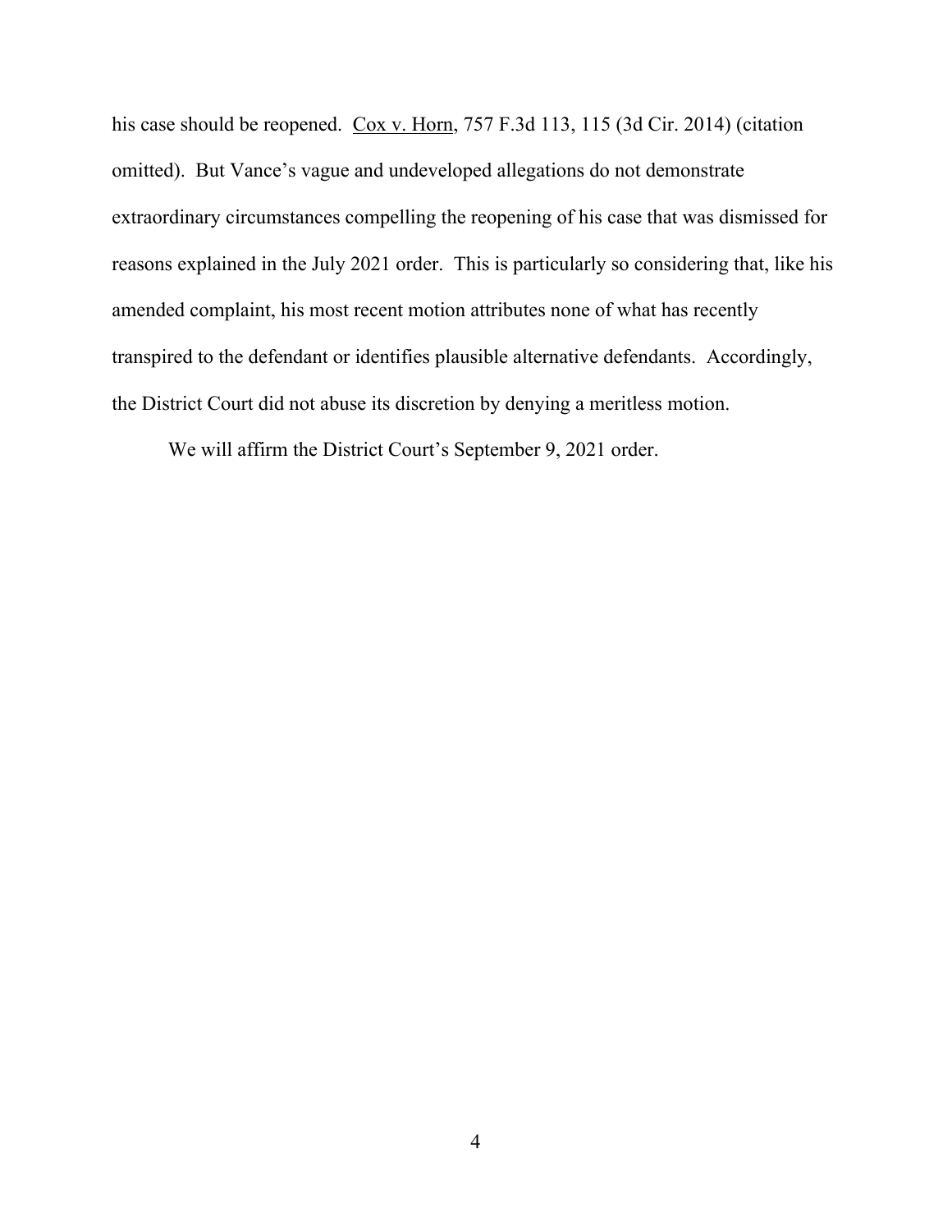his case should be reopened. Cox v. Horn, 757 F.3d 113, 115 (3d Cir. 2014) (citation omitted). But Vance's vague and undeveloped allegations do not demonstrate extraordinary circumstances compelling the reopening of his case that was dismissed for reasons explained in the July 2021 order. This is particularly so considering that, like his amended complaint, his most recent motion attributes none of what has recently transpired to the defendant or identifies plausible alternative defendants. Accordingly, the District Court did not abuse its discretion by denying a meritless motion.

We will affirm the District Court's September 9, 2021 order.